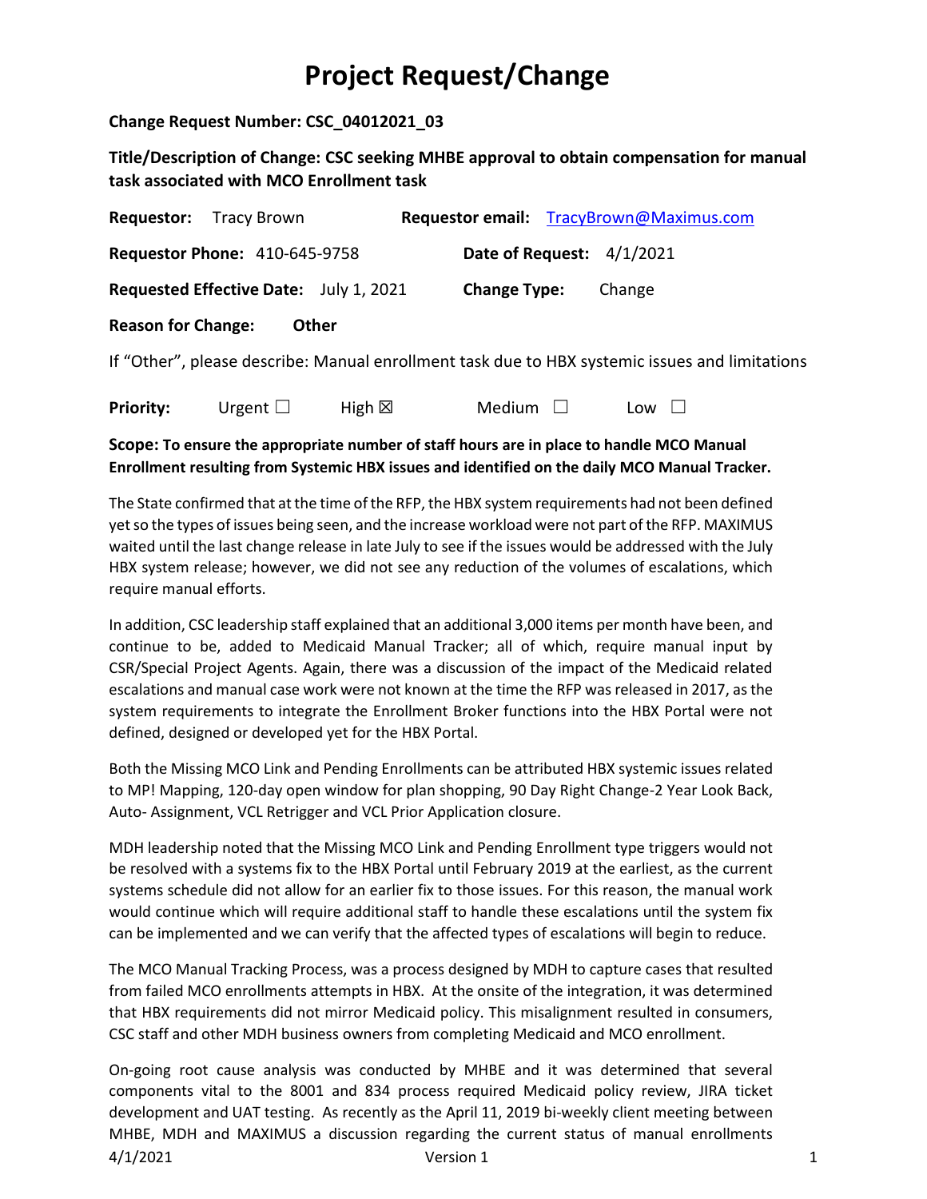# Project Request/Change

**Change Request Number: CSC_04012021_03**

**Title/Description of Change: CSC seeking MHBE approval to obtain compensation for manual task associated with MCO Enrollment task**

**Requestor:** Tracy Brown **Requestor email:** TracyBrown@Maximus.com

**Requestor Phone:** 410-645-9758 **Date of Request:** 4/1/2021

**Requested Effective Date:** July 1, 2021 **Change Type:** Change

**Reason for Change:** **Other**

If "Other", please describe: Manual enrollment task due to HBX systemic issues and limitations

**Priority:** Urgent ☐ High ☒ Medium ☐ Low ☐

**Scope: To ensure the appropriate number of staff hours are in place to handle MCO Manual Enrollment resulting from Systemic HBX issues and identified on the daily MCO Manual Tracker.**

The State confirmed that at the time of the RFP, the HBX system requirements had not been defined yet so the types of issues being seen, and the increase workload were not part of the RFP. MAXIMUS waited until the last change release in late July to see if the issues would be addressed with the July HBX system release; however, we did not see any reduction of the volumes of escalations, which require manual efforts.

In addition, CSC leadership staff explained that an additional 3,000 items per month have been, and continue to be, added to Medicaid Manual Tracker; all of which, require manual input by CSR/Special Project Agents. Again, there was a discussion of the impact of the Medicaid related escalations and manual case work were not known at the time the RFP was released in 2017, as the system requirements to integrate the Enrollment Broker functions into the HBX Portal were not defined, designed or developed yet for the HBX Portal.

Both the Missing MCO Link and Pending Enrollments can be attributed HBX systemic issues related to MP! Mapping, 120-day open window for plan shopping, 90 Day Right Change-2 Year Look Back, Auto- Assignment, VCL Retrigger and VCL Prior Application closure.

MDH leadership noted that the Missing MCO Link and Pending Enrollment type triggers would not be resolved with a systems fix to the HBX Portal until February 2019 at the earliest, as the current systems schedule did not allow for an earlier fix to those issues. For this reason, the manual work would continue which will require additional staff to handle these escalations until the system fix can be implemented and we can verify that the affected types of escalations will begin to reduce.

The MCO Manual Tracking Process, was a process designed by MDH to capture cases that resulted from failed MCO enrollments attempts in HBX. At the onsite of the integration, it was determined that HBX requirements did not mirror Medicaid policy. This misalignment resulted in consumers, CSC staff and other MDH business owners from completing Medicaid and MCO enrollment.

On-going root cause analysis was conducted by MHBE and it was determined that several components vital to the 8001 and 834 process required Medicaid policy review, JIRA ticket development and UAT testing. As recently as the April 11, 2019 bi-weekly client meeting between MHBE, MDH and MAXIMUS a discussion regarding the current status of manual enrollments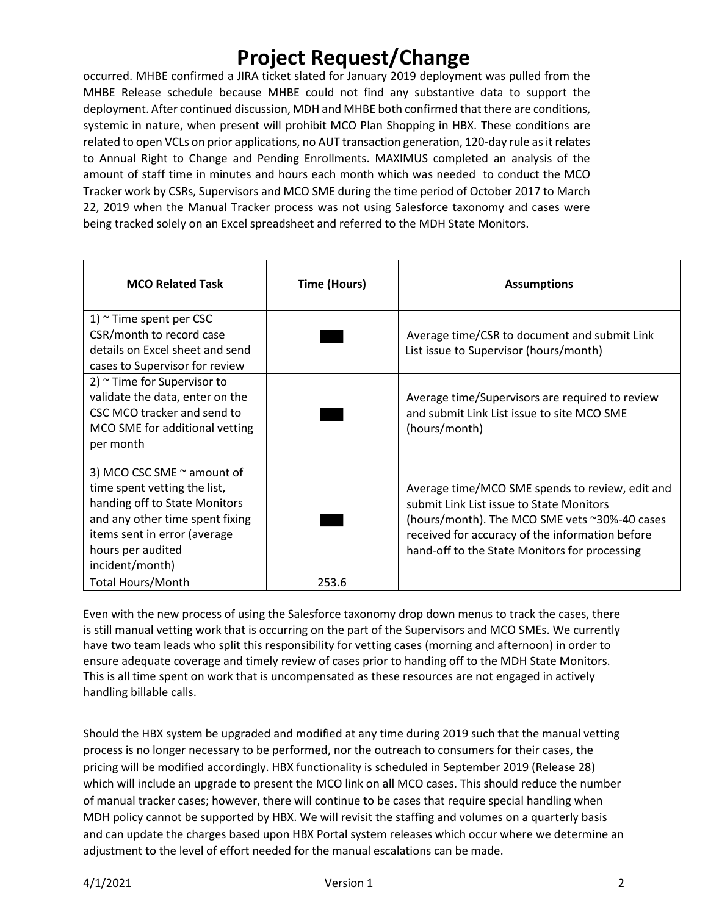# Project Request/Change

occurred. MHBE confirmed a JIRA ticket slated for January 2019 deployment was pulled from the MHBE Release schedule because MHBE could not find any substantive data to support the deployment. After continued discussion, MDH and MHBE both confirmed that there are conditions, systemic in nature, when present will prohibit MCO Plan Shopping in HBX. These conditions are related to open VCLs on prior applications, no AUT transaction generation, 120-day rule as it relates to Annual Right to Change and Pending Enrollments. MAXIMUS completed an analysis of the amount of staff time in minutes and hours each month which was needed to conduct the MCO Tracker work by CSRs, Supervisors and MCO SME during the time period of October 2017 to March 22, 2019 when the Manual Tracker process was not using Salesforce taxonomy and cases were being tracked solely on an Excel spreadsheet and referred to the MDH State Monitors.

| MCO Related Task | Time (Hours) | Assumptions |
|---|---|---|
| 1) ~ Time spent per CSC CSR/month to record case details on Excel sheet and send cases to Supervisor for review | [REDACTED] | Average time/CSR to document and submit Link List issue to Supervisor (hours/month) |
| 2) ~ Time for Supervisor to validate the data, enter on the CSC MCO tracker and send to MCO SME for additional vetting per month | [REDACTED] | Average time/Supervisors are required to review and submit Link List issue to site MCO SME (hours/month) |
| 3) MCO CSC SME ~ amount of time spent vetting the list, handing off to State Monitors and any other time spent fixing items sent in error (average hours per audited incident/month) | [REDACTED] | Average time/MCO SME spends to review, edit and submit Link List issue to State Monitors (hours/month). The MCO SME vets ~30%-40 cases received for accuracy of the information before hand-off to the State Monitors for processing |
| Total Hours/Month | 253.6 | |

Even with the new process of using the Salesforce taxonomy drop down menus to track the cases, there is still manual vetting work that is occurring on the part of the Supervisors and MCO SMEs. We currently have two team leads who split this responsibility for vetting cases (morning and afternoon) in order to ensure adequate coverage and timely review of cases prior to handing off to the MDH State Monitors. This is all time spent on work that is uncompensated as these resources are not engaged in actively handling billable calls.

Should the HBX system be upgraded and modified at any time during 2019 such that the manual vetting process is no longer necessary to be performed, nor the outreach to consumers for their cases, the pricing will be modified accordingly. HBX functionality is scheduled in September 2019 (Release 28) which will include an upgrade to present the MCO link on all MCO cases. This should reduce the number of manual tracker cases; however, there will continue to be cases that require special handling when MDH policy cannot be supported by HBX. We will revisit the staffing and volumes on a quarterly basis and can update the charges based upon HBX Portal system releases which occur where we determine an adjustment to the level of effort needed for the manual escalations can be made.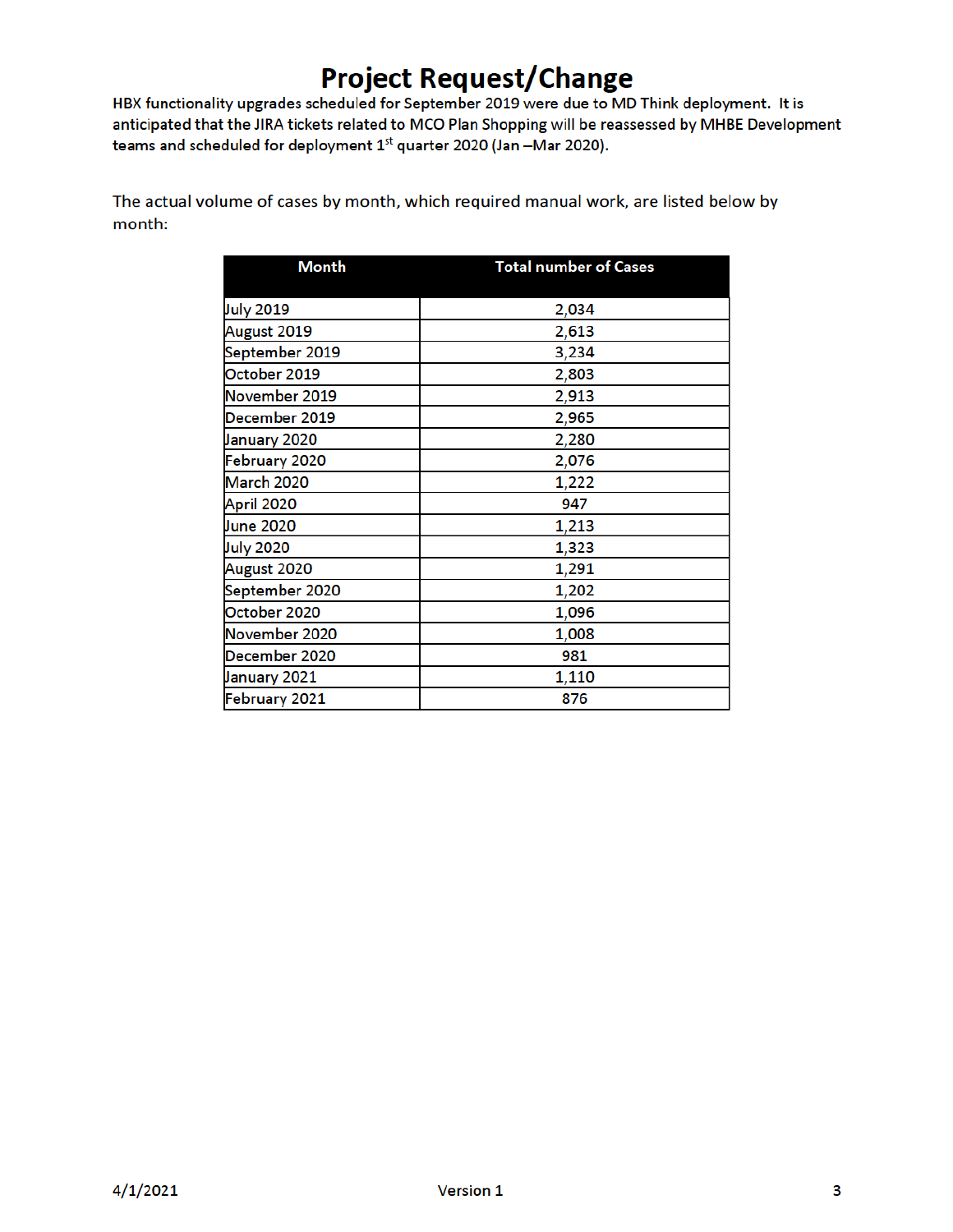# Project Request/Change

**HBX functionality upgrades scheduled for September 2019 were due to MD Think deployment. It is anticipated that the JIRA tickets related to MCO Plan Shopping will be reassessed by MHBE Development teams and scheduled for deployment 1st quarter 2020 (Jan –Mar 2020).**

The actual volume of cases by month, which required manual work, are listed below by month:

| Month | Total number of Cases |
|---|---|
| July 2019 | 2,034 |
| August 2019 | 2,613 |
| September 2019 | 3,234 |
| October 2019 | 2,803 |
| November 2019 | 2,913 |
| December 2019 | 2,965 |
| January 2020 | 2,280 |
| February 2020 | 2,076 |
| March 2020 | 1,222 |
| April 2020 | 947 |
| June 2020 | 1,213 |
| July 2020 | 1,323 |
| August 2020 | 1,291 |
| September 2020 | 1,202 |
| October 2020 | 1,096 |
| November 2020 | 1,008 |
| December 2020 | 981 |
| January 2021 | 1,110 |
| February 2021 | 876 |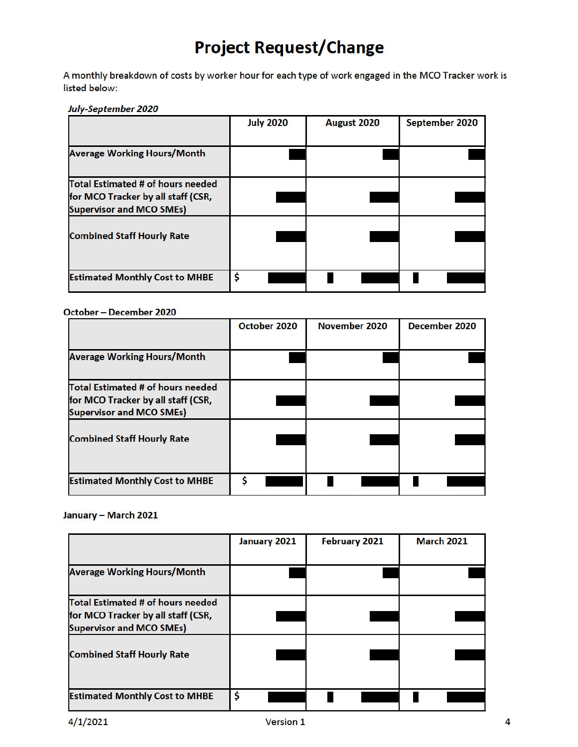# Project Request/Change

A monthly breakdown of costs by worker hour for each type of work engaged in the MCO Tracker work is listed below:

***July-September 2020***

| | July 2020 | August 2020 | September 2020 |
|---|---|---|---|
| **Average Working Hours/Month** | | | |
| **Total Estimated # of hours needed for MCO Tracker by all staff (CSR, Supervisor and MCO SMEs)** | | | |
| **Combined Staff Hourly Rate** | | | |
| **Estimated Monthly Cost to MHBE** | $ | | |

**October – December 2020**

| | October 2020 | November 2020 | December 2020 |
|---|---|---|---|
| **Average Working Hours/Month** | | | |
| **Total Estimated # of hours needed for MCO Tracker by all staff (CSR, Supervisor and MCO SMEs)** | | | |
| **Combined Staff Hourly Rate** | | | |
| **Estimated Monthly Cost to MHBE** | $ | | |

**January – March 2021**

| | January 2021 | February 2021 | March 2021 |
|---|---|---|---|
| **Average Working Hours/Month** | | | |
| **Total Estimated # of hours needed for MCO Tracker by all staff (CSR, Supervisor and MCO SMEs)** | | | |
| **Combined Staff Hourly Rate** | | | |
| **Estimated Monthly Cost to MHBE** | $ | | |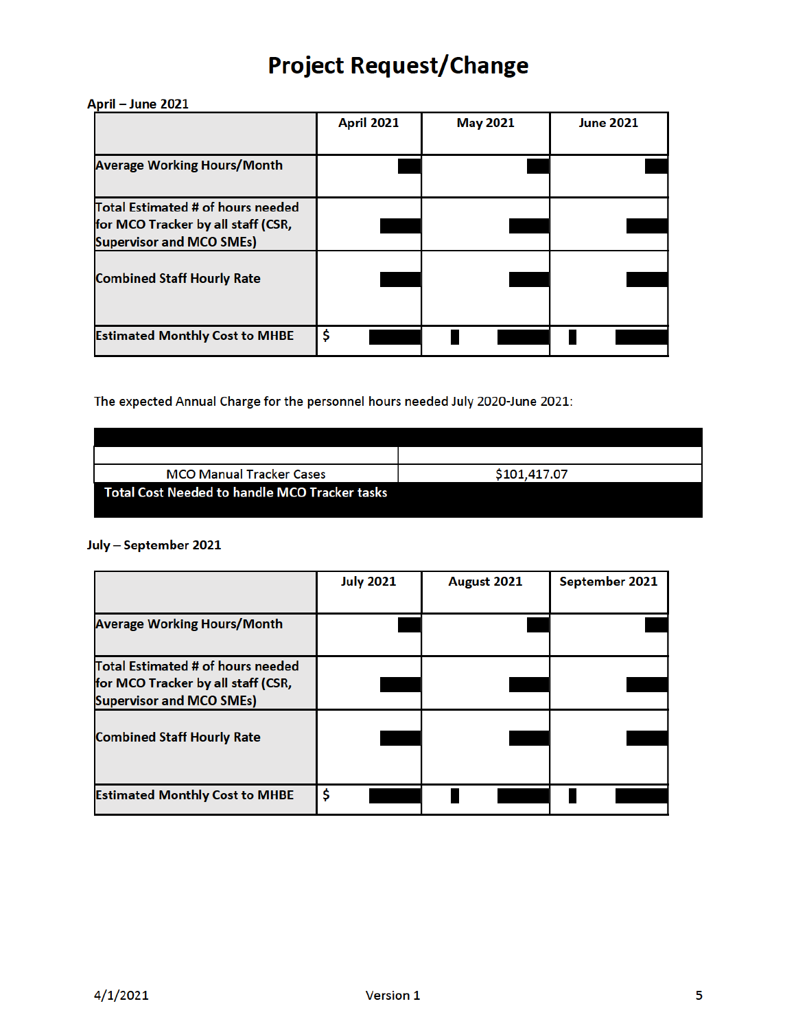# Project Request/Change

**April – June 2021**

| | April 2021 | May 2021 | June 2021 |
|---|---|---|---|
| **Average Working Hours/Month** | | | |
| **Total Estimated # of hours needed for MCO Tracker by all staff (CSR, Supervisor and MCO SMEs)** | | | |
| **Combined Staff Hourly Rate** | | | |
| **Estimated Monthly Cost to MHBE** | $ | | |

The expected Annual Charge for the personnel hours needed July 2020-June 2021:

| | |
|---|---|
| | |
| MCO Manual Tracker Cases | $101,417.07 |
| **Total Cost Needed to handle MCO Tracker tasks** | |

**July – September 2021**

| | July 2021 | August 2021 | September 2021 |
|---|---|---|---|
| **Average Working Hours/Month** | | | |
| **Total Estimated # of hours needed for MCO Tracker by all staff (CSR, Supervisor and MCO SMEs)** | | | |
| **Combined Staff Hourly Rate** | | | |
| **Estimated Monthly Cost to MHBE** | $ | | |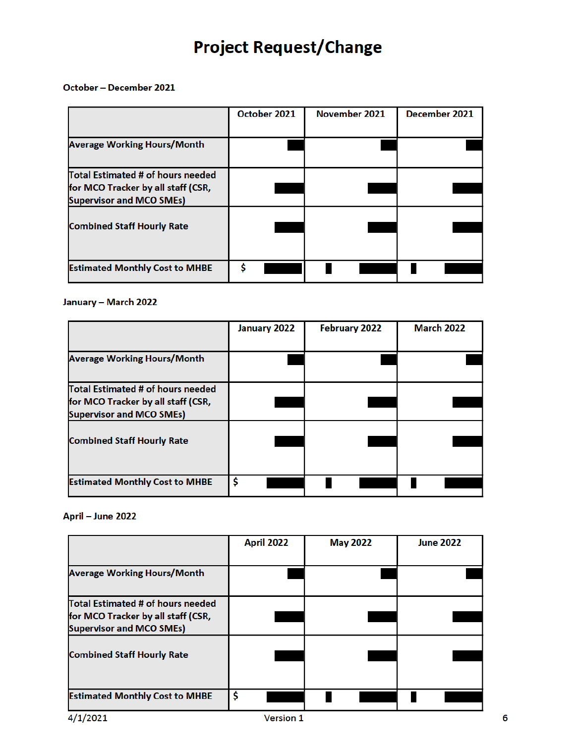# Project Request/Change

**October – December 2021**

| | October 2021 | November 2021 | December 2021 |
|---|---|---|---|
| Average Working Hours/Month | | | |
| Total Estimated # of hours needed for MCO Tracker by all staff (CSR, Supervisor and MCO SMEs) | | | |
| Combined Staff Hourly Rate | | | |
| Estimated Monthly Cost to MHBE | $ | | |

**January – March 2022**

| | January 2022 | February 2022 | March 2022 |
|---|---|---|---|
| Average Working Hours/Month | | | |
| Total Estimated # of hours needed for MCO Tracker by all staff (CSR, Supervisor and MCO SMEs) | | | |
| Combined Staff Hourly Rate | | | |
| Estimated Monthly Cost to MHBE | $ | | |

**April – June 2022**

| | April 2022 | May 2022 | June 2022 |
|---|---|---|---|
| Average Working Hours/Month | | | |
| Total Estimated # of hours needed for MCO Tracker by all staff (CSR, Supervisor and MCO SMEs) | | | |
| Combined Staff Hourly Rate | | | |
| Estimated Monthly Cost to MHBE | $ | | |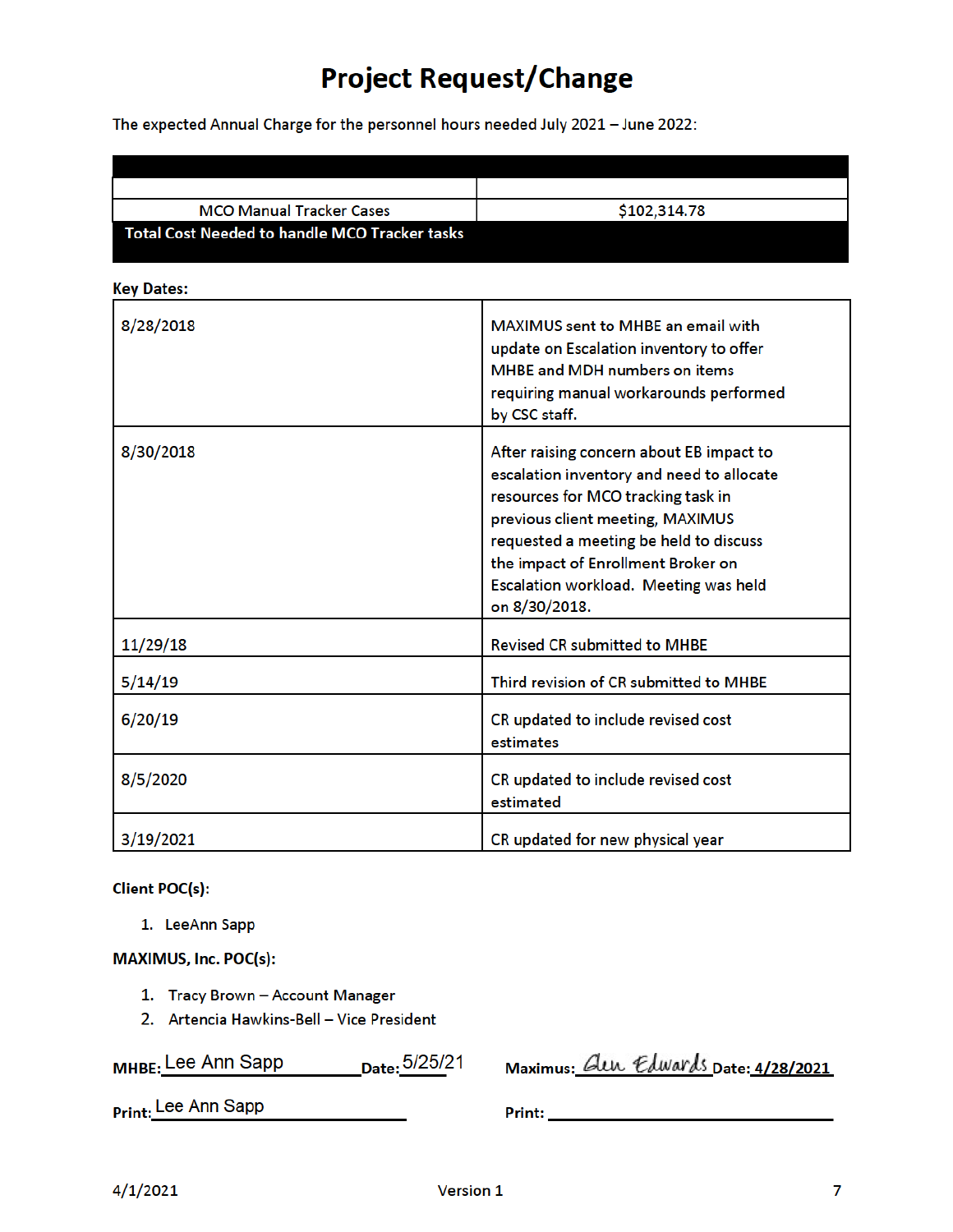# Project Request/Change

The expected Annual Charge for the personnel hours needed July 2021 – June 2022:

| | |
|---|---|
| | |
| MCO Manual Tracker Cases | $102,314.78 |
| **Total Cost Needed to handle MCO Tracker tasks** | |

**Key Dates:**

| | |
|---|---|
| 8/28/2018 | MAXIMUS sent to MHBE an email with update on Escalation inventory to offer MHBE and MDH numbers on items requiring manual workarounds performed by CSC staff. |
| 8/30/2018 | After raising concern about EB impact to escalation inventory and need to allocate resources for MCO tracking task in previous client meeting, MAXIMUS requested a meeting be held to discuss the impact of Enrollment Broker on Escalation workload. Meeting was held on 8/30/2018. |
| 11/29/18 | Revised CR submitted to MHBE |
| 5/14/19 | Third revision of CR submitted to MHBE |
| 6/20/19 | CR updated to include revised cost estimates |
| 8/5/2020 | CR updated to include revised cost estimated |
| 3/19/2021 | CR updated for new physical year |

**Client POC(s):**

1. LeeAnn Sapp

**MAXIMUS, Inc. POC(s):**

1. Tracy Brown – Account Manager
2. Artencia Hawkins-Bell – Vice President

**MHBE:** Lee Ann Sapp **Date:** 5/25/21

**Print:** Lee Ann Sapp

**Maximus:** Glen Edwards **Date:** 4/28/2021

**Print:** ______________________

4/1/2021 Version 1